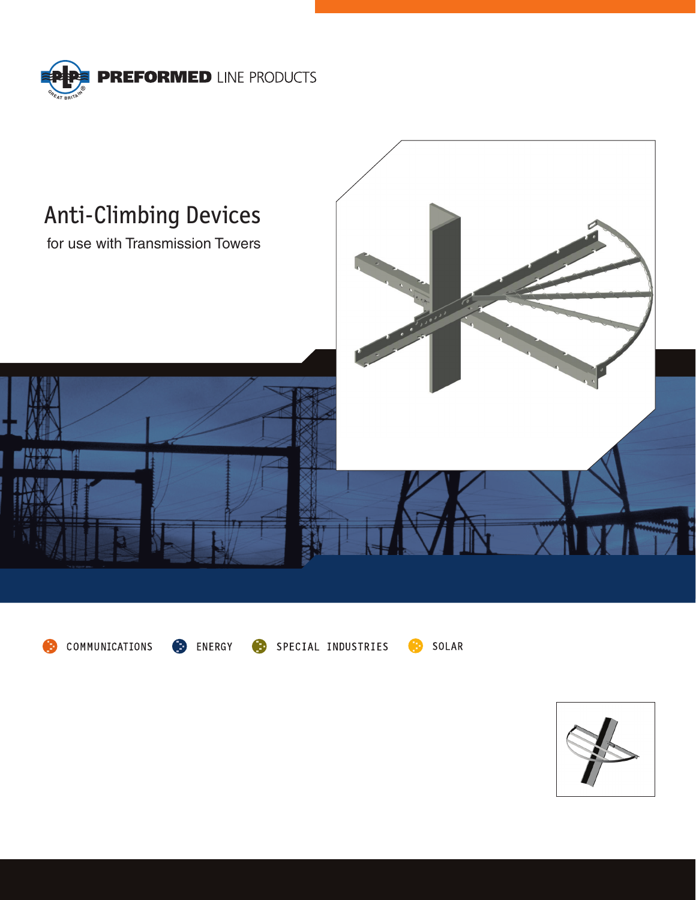PREFORMED LINE PRODUCTS

# Anti-Climbing Devices

for use with Transmission Towers

COMMUNICATIONS ENERGY SPECIAL INDUSTRIES SOLAR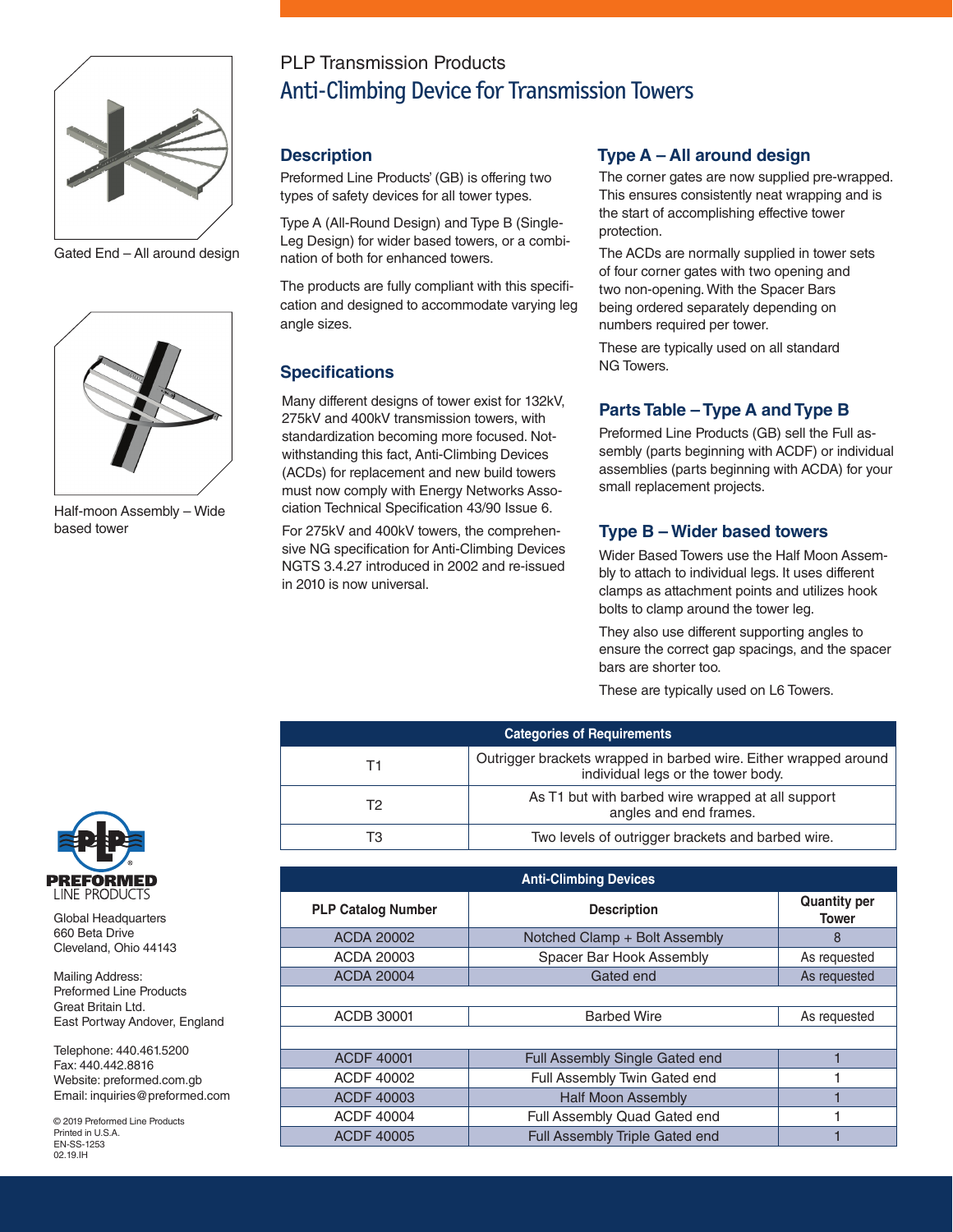PLP Transmission Products

# Anti-Climbing Device for Transmission Towers

Gated End – All around design

Half-moon Assembly – Wide based tower

## Description

Preformed Line Products' (GB) is offering two types of safety devices for all tower types.

Type A (All-Round Design) and Type B (Single-Leg Design) for wider based towers, or a combination of both for enhanced towers.

The products are fully compliant with this specification and designed to accommodate varying leg angle sizes.

## Specifications

Many different designs of tower exist for 132kV, 275kV and 400kV transmission towers, with standardization becoming more focused. Notwithstanding this fact, Anti-Climbing Devices (ACDs) for replacement and new build towers must now comply with Energy Networks Association Technical Specification 43/90 Issue 6.

For 275kV and 400kV towers, the comprehensive NG specification for Anti-Climbing Devices NGTS 3.4.27 introduced in 2002 and re-issued in 2010 is now universal.

## Type A – All around design

The corner gates are now supplied pre-wrapped. This ensures consistently neat wrapping and is the start of accomplishing effective tower protection.

The ACDs are normally supplied in tower sets of four corner gates with two opening and two non-opening. With the Spacer Bars being ordered separately depending on numbers required per tower.

These are typically used on all standard NG Towers.

## Parts Table – Type A and Type B

Preformed Line Products (GB) sell the Full assembly (parts beginning with ACDF) or individual assemblies (parts beginning with ACDA) for your small replacement projects.

## Type B – Wider based towers

Wider Based Towers use the Half Moon Assembly to attach to individual legs. It uses different clamps as attachment points and utilizes hook bolts to clamp around the tower leg.

They also use different supporting angles to ensure the correct gap spacings, and the spacer bars are shorter too.

These are typically used on L6 Towers.

| Categories of Requirements | |
|---|---|
| T1 | Outrigger brackets wrapped in barbed wire. Either wrapped around individual legs or the tower body. |
| T2 | As T1 but with barbed wire wrapped at all support angles and end frames. |
| T3 | Two levels of outrigger brackets and barbed wire. |

**Anti-Climbing Devices**

| PLP Catalog Number | Description | Quantity per Tower |
|---|---|---|
| ACDA 20002 | Notched Clamp + Bolt Assembly | 8 |
| ACDA 20003 | Spacer Bar Hook Assembly | As requested |
| ACDA 20004 | Gated end | As requested |
| | | |
| ACDB 30001 | Barbed Wire | As requested |
| | | |
| ACDF 40001 | Full Assembly Single Gated end | 1 |
| ACDF 40002 | Full Assembly Twin Gated end | 1 |
| ACDF 40003 | Half Moon Assembly | 1 |
| ACDF 40004 | Full Assembly Quad Gated end | 1 |
| ACDF 40005 | Full Assembly Triple Gated end | 1 |

PREFORMED LINE PRODUCTS

Global Headquarters
660 Beta Drive
Cleveland, Ohio 44143

Mailing Address:
Preformed Line Products
Great Britain Ltd.
East Portway Andover, England

Telephone: 440.461.5200
Fax: 440.442.8816
Website: preformed.com.gb
Email: inquiries@preformed.com

© 2019 Preformed Line Products
Printed in U.S.A.
EN-SS-1253
02.19.IH